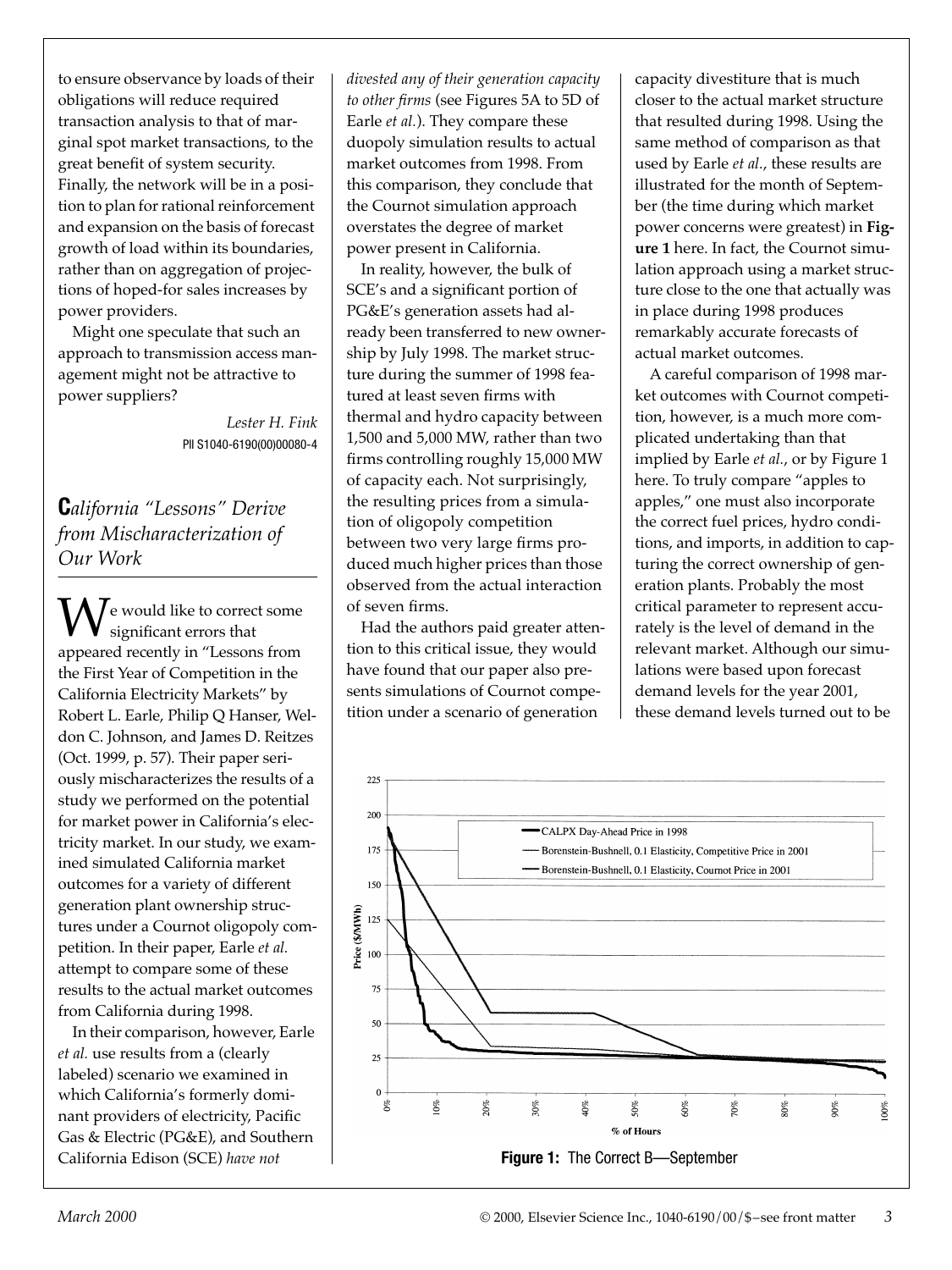to ensure observance by loads of their obligations will reduce required transaction analysis to that of marginal spot market transactions, to the great benefit of system security. Finally, the network will be in a position to plan for rational reinforcement and expansion on the basis of forecast growth of load within its boundaries, rather than on aggregation of projections of hoped-for sales increases by power providers.

Might one speculate that such an approach to transmission access management might not be attractive to power suppliers?

*Lester H. Fink*
PII S1040-6190(00)00080-4

## California "Lessons" Derive from Mischaracterization of Our Work

We would like to correct some significant errors that appeared recently in "Lessons from the First Year of Competition in the California Electricity Markets" by Robert L. Earle, Philip Q Hanser, Weldon C. Johnson, and James D. Reitzes (Oct. 1999, p. 57). Their paper seriously mischaracterizes the results of a study we performed on the potential for market power in California's electricity market. In our study, we examined simulated California market outcomes for a variety of different generation plant ownership structures under a Cournot oligopoly competition. In their paper, Earle *et al.* attempt to compare some of these results to the actual market outcomes from California during 1998.

In their comparison, however, Earle *et al.* use results from a (clearly labeled) scenario we examined in which California's formerly dominant providers of electricity, Pacific Gas & Electric (PG&E), and Southern California Edison (SCE) *have not divested any of their generation capacity to other firms* (see Figures 5A to 5D of Earle *et al.*). They compare these duopoly simulation results to actual market outcomes from 1998. From this comparison, they conclude that the Cournot simulation approach overstates the degree of market power present in California.

In reality, however, the bulk of SCE's and a significant portion of PG&E's generation assets had already been transferred to new ownership by July 1998. The market structure during the summer of 1998 featured at least seven firms with thermal and hydro capacity between 1,500 and 5,000 MW, rather than two firms controlling roughly 15,000 MW of capacity each. Not surprisingly, the resulting prices from a simulation of oligopoly competition between two very large firms produced much higher prices than those observed from the actual interaction of seven firms.

Had the authors paid greater attention to this critical issue, they would have found that our paper also presents simulations of Cournot competition under a scenario of generation capacity divestiture that is much closer to the actual market structure that resulted during 1998. Using the same method of comparison as that used by Earle *et al.*, these results are illustrated for the month of September (the time during which market power concerns were greatest) in **Figure 1** here. In fact, the Cournot simulation approach using a market structure close to the one that actually was in place during 1998 produces remarkably accurate forecasts of actual market outcomes.

A careful comparison of 1998 market outcomes with Cournot competition, however, is a much more complicated undertaking than that implied by Earle *et al.*, or by Figure 1 here. To truly compare "apples to apples," one must also incorporate the correct fuel prices, hydro conditions, and imports, in addition to capturing the correct ownership of generation plants. Probably the most critical parameter to represent accurately is the level of demand in the relevant market. Although our simulations were based upon forecast demand levels for the year 2001, these demand levels turned out to be

**Figure 1:** The Correct B—September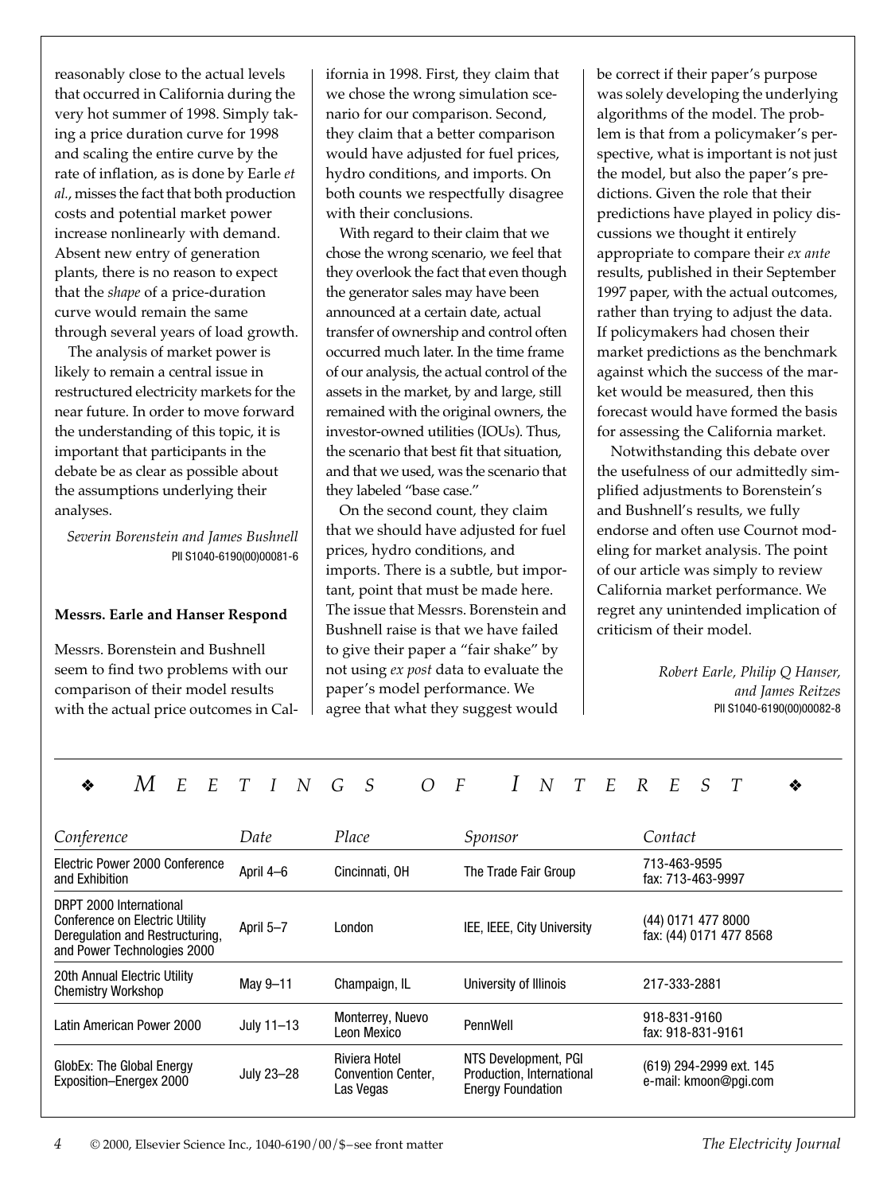reasonably close to the actual levels that occurred in California during the very hot summer of 1998. Simply taking a price duration curve for 1998 and scaling the entire curve by the rate of inflation, as is done by Earle *et al.*, misses the fact that both production costs and potential market power increase nonlinearly with demand. Absent new entry of generation plants, there is no reason to expect that the *shape* of a price-duration curve would remain the same through several years of load growth.

The analysis of market power is likely to remain a central issue in restructured electricity markets for the near future. In order to move forward the understanding of this topic, it is important that participants in the debate be as clear as possible about the assumptions underlying their analyses.

*Severin Borenstein and James Bushnell*
PII S1040-6190(00)00081-6

**Messrs. Earle and Hanser Respond**

Messrs. Borenstein and Bushnell seem to find two problems with our comparison of their model results with the actual price outcomes in California in 1998. First, they claim that we chose the wrong simulation scenario for our comparison. Second, they claim that a better comparison would have adjusted for fuel prices, hydro conditions, and imports. On both counts we respectfully disagree with their conclusions.

With regard to their claim that we chose the wrong scenario, we feel that they overlook the fact that even though the generator sales may have been announced at a certain date, actual transfer of ownership and control often occurred much later. In the time frame of our analysis, the actual control of the assets in the market, by and large, still remained with the original owners, the investor-owned utilities (IOUs). Thus, the scenario that best fit that situation, and that we used, was the scenario that they labeled "base case."

On the second count, they claim that we should have adjusted for fuel prices, hydro conditions, and imports. There is a subtle, but important, point that must be made here. The issue that Messrs. Borenstein and Bushnell raise is that we have failed to give their paper a "fair shake" by not using *ex post* data to evaluate the paper's model performance. We agree that what they suggest would be correct if their paper's purpose was solely developing the underlying algorithms of the model. The problem is that from a policymaker's perspective, what is important is not just the model, but also the paper's predictions. Given the role that their predictions have played in policy discussions we thought it entirely appropriate to compare their *ex ante* results, published in their September 1997 paper, with the actual outcomes, rather than trying to adjust the data. If policymakers had chosen their market predictions as the benchmark against which the success of the market would be measured, then this forecast would have formed the basis for assessing the California market.

Notwithstanding this debate over the usefulness of our admittedly simplified adjustments to Borenstein's and Bushnell's results, we fully endorse and often use Cournot modeling for market analysis. The point of our article was simply to review California market performance. We regret any unintended implication of criticism of their model.

*Robert Earle, Philip Q Hanser, and James Reitzes*
PII S1040-6190(00)00082-8

## Meetings of Interest

| Conference | Date | Place | Sponsor | Contact |
|---|---|---|---|---|
| Electric Power 2000 Conference and Exhibition | April 4–6 | Cincinnati, OH | The Trade Fair Group | 713-463-9595 fax: 713-463-9997 |
| DRPT 2000 International Conference on Electric Utility Deregulation and Restructuring, and Power Technologies 2000 | April 5–7 | London | IEE, IEEE, City University | (44) 0171 477 8000 fax: (44) 0171 477 8568 |
| 20th Annual Electric Utility Chemistry Workshop | May 9–11 | Champaign, IL | University of Illinois | 217-333-2881 |
| Latin American Power 2000 | July 11–13 | Monterrey, Nuevo Leon Mexico | PennWell | 918-831-9160 fax: 918-831-9161 |
| GlobEx: The Global Energy Exposition–Energex 2000 | July 23–28 | Riviera Hotel Convention Center, Las Vegas | NTS Development, PGI Production, International Energy Foundation | (619) 294-2999 ext. 145 e-mail: kmoon@pgi.com |

© 2000, Elsevier Science Inc., 1040-6190/00/$–see front matter